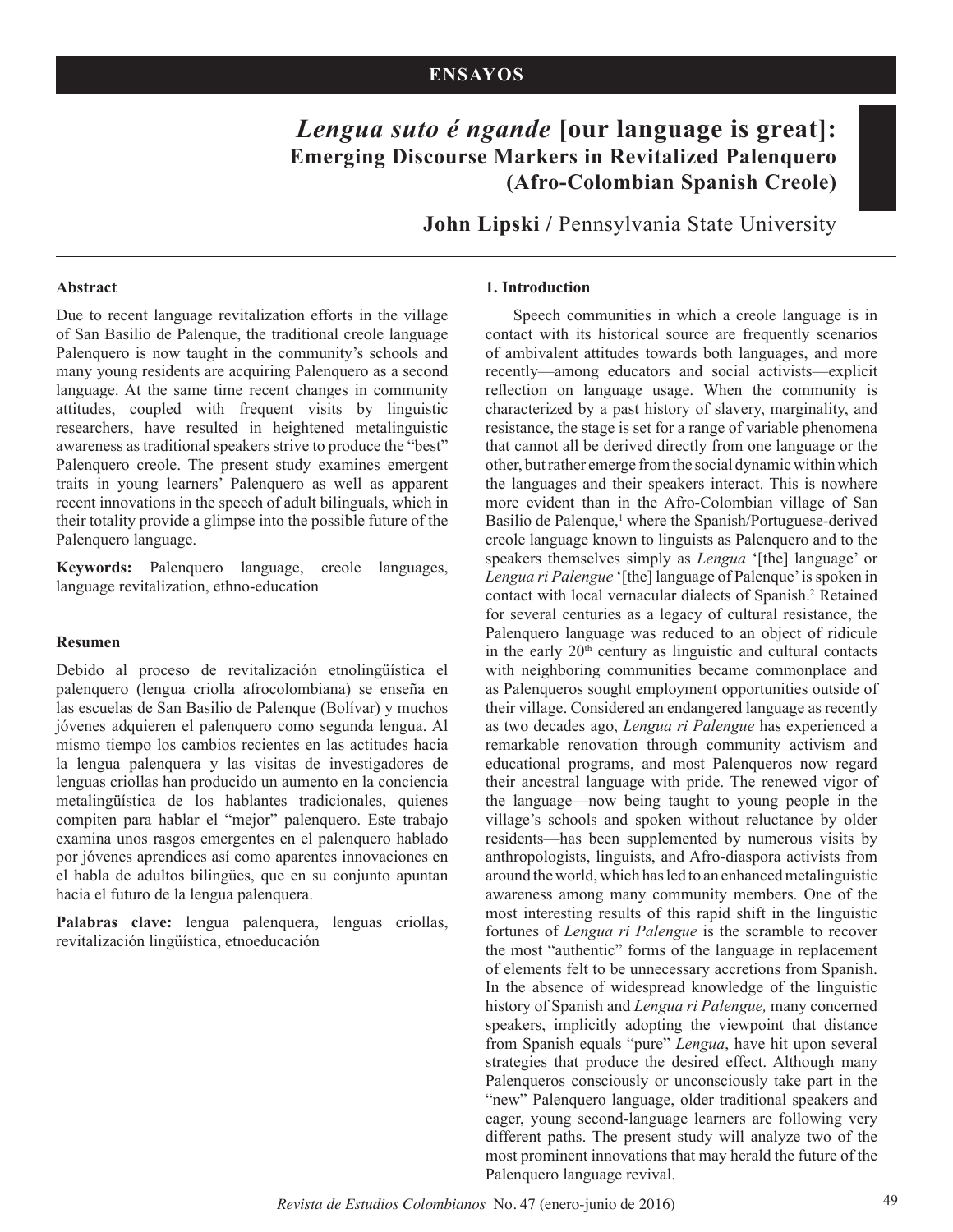ENSAYOS

# *Lengua suto é ngande* [our language is great]: Emerging Discourse Markers in Revitalized Palenquero (Afro-Colombian Spanish Creole)

**John Lipski** / Pennsylvania State University

**Abstract**

Due to recent language revitalization efforts in the village of San Basilio de Palenque, the traditional creole language Palenquero is now taught in the community's schools and many young residents are acquiring Palenquero as a second language. At the same time recent changes in community attitudes, coupled with frequent visits by linguistic researchers, have resulted in heightened metalinguistic awareness as traditional speakers strive to produce the "best" Palenquero creole. The present study examines emergent traits in young learners' Palenquero as well as apparent recent innovations in the speech of adult bilinguals, which in their totality provide a glimpse into the possible future of the Palenquero language.

**Keywords:** Palenquero language, creole languages, language revitalization, ethno-education

**Resumen**

Debido al proceso de revitalización etnolingüística el palenquero (lengua criolla afrocolombiana) se enseña en las escuelas de San Basilio de Palenque (Bolívar) y muchos jóvenes adquieren el palenquero como segunda lengua. Al mismo tiempo los cambios recientes en las actitudes hacia la lengua palenquera y las visitas de investigadores de lenguas criollas han producido un aumento en la conciencia metalingüística de los hablantes tradicionales, quienes compiten para hablar el "mejor" palenquero. Este trabajo examina unos rasgos emergentes en el palenquero hablado por jóvenes aprendices así como aparentes innovaciones en el habla de adultos bilingües, que en su conjunto apuntan hacia el futuro de la lengua palenquera.

**Palabras clave:** lengua palenquera, lenguas criollas, revitalización lingüística, etnoeducación

## 1. Introduction

Speech communities in which a creole language is in contact with its historical source are frequently scenarios of ambivalent attitudes towards both languages, and more recently—among educators and social activists—explicit reflection on language usage. When the community is characterized by a past history of slavery, marginality, and resistance, the stage is set for a range of variable phenomena that cannot all be derived directly from one language or the other, but rather emerge from the social dynamic within which the languages and their speakers interact. This is nowhere more evident than in the Afro-Colombian village of San Basilio de Palenque,[1] where the Spanish/Portuguese-derived creole language known to linguists as Palenquero and to the speakers themselves simply as *Lengua* '[the] language' or *Lengua ri Palengue* '[the] language of Palenque' is spoken in contact with local vernacular dialects of Spanish.[2] Retained for several centuries as a legacy of cultural resistance, the Palenquero language was reduced to an object of ridicule in the early 20th century as linguistic and cultural contacts with neighboring communities became commonplace and as Palenqueros sought employment opportunities outside of their village. Considered an endangered language as recently as two decades ago, *Lengua ri Palengue* has experienced a remarkable renovation through community activism and educational programs, and most Palenqueros now regard their ancestral language with pride. The renewed vigor of the language—now being taught to young people in the village's schools and spoken without reluctance by older residents—has been supplemented by numerous visits by anthropologists, linguists, and Afro-diaspora activists from around the world, which has led to an enhanced metalinguistic awareness among many community members. One of the most interesting results of this rapid shift in the linguistic fortunes of *Lengua ri Palengue* is the scramble to recover the most "authentic" forms of the language in replacement of elements felt to be unnecessary accretions from Spanish. In the absence of widespread knowledge of the linguistic history of Spanish and *Lengua ri Palengue,* many concerned speakers, implicitly adopting the viewpoint that distance from Spanish equals "pure" *Lengua*, have hit upon several strategies that produce the desired effect. Although many Palenqueros consciously or unconsciously take part in the "new" Palenquero language, older traditional speakers and eager, young second-language learners are following very different paths. The present study will analyze two of the most prominent innovations that may herald the future of the Palenquero language revival.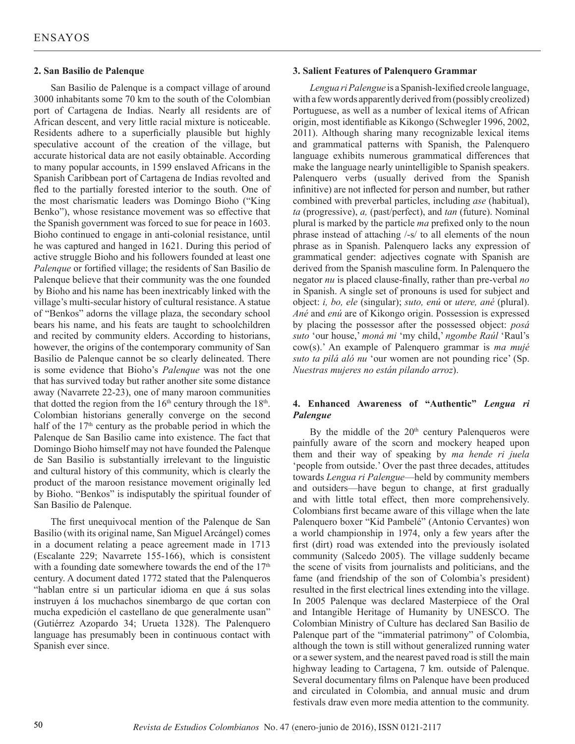## 2. San Basilio de Palenque

San Basilio de Palenque is a compact village of around 3000 inhabitants some 70 km to the south of the Colombian port of Cartagena de Indias. Nearly all residents are of African descent, and very little racial mixture is noticeable. Residents adhere to a superficially plausible but highly speculative account of the creation of the village, but accurate historical data are not easily obtainable. According to many popular accounts, in 1599 enslaved Africans in the Spanish Caribbean port of Cartagena de Indias revolted and fled to the partially forested interior to the south. One of the most charismatic leaders was Domingo Bioho ("King Benko"), whose resistance movement was so effective that the Spanish government was forced to sue for peace in 1603. Bioho continued to engage in anti-colonial resistance, until he was captured and hanged in 1621. During this period of active struggle Bioho and his followers founded at least one *Palenque* or fortified village; the residents of San Basilio de Palenque believe that their community was the one founded by Bioho and his name has been inextricably linked with the village's multi-secular history of cultural resistance. A statue of "Benkos" adorns the village plaza, the secondary school bears his name, and his feats are taught to schoolchildren and recited by community elders. According to historians, however, the origins of the contemporary community of San Basilio de Palenque cannot be so clearly delineated. There is some evidence that Bioho's *Palenque* was not the one that has survived today but rather another site some distance away (Navarrete 22-23), one of many maroon communities that dotted the region from the 16th century through the 18th. Colombian historians generally converge on the second half of the 17th century as the probable period in which the Palenque de San Basilio came into existence. The fact that Domingo Bioho himself may not have founded the Palenque de San Basilio is substantially irrelevant to the linguistic and cultural history of this community, which is clearly the product of the maroon resistance movement originally led by Bioho. "Benkos" is indisputably the spiritual founder of San Basilio de Palenque.

The first unequivocal mention of the Palenque de San Basilio (with its original name, San Miguel Arcángel) comes in a document relating a peace agreement made in 1713 (Escalante 229; Navarrete 155-166), which is consistent with a founding date somewhere towards the end of the 17th century. A document dated 1772 stated that the Palenqueros "hablan entre si un particular idioma en que á sus solas instruyen á los muchachos sinembargo de que cortan con mucha expedición el castellano de que generalmente usan" (Gutiérrez Azopardo 34; Urueta 1328). The Palenquero language has presumably been in continuous contact with Spanish ever since.

## 3. Salient Features of Palenquero Grammar

*Lengua ri Palengue* is a Spanish-lexified creole language, with a few words apparently derived from (possibly creolized) Portuguese, as well as a number of lexical items of African origin, most identifiable as Kikongo (Schwegler 1996, 2002, 2011). Although sharing many recognizable lexical items and grammatical patterns with Spanish, the Palenquero language exhibits numerous grammatical differences that make the language nearly unintelligible to Spanish speakers. Palenquero verbs (usually derived from the Spanish infinitive) are not inflected for person and number, but rather combined with preverbal particles, including *ase* (habitual), *ta* (progressive), *a,* (past/perfect), and *tan* (future). Nominal plural is marked by the particle *ma* prefixed only to the noun phrase instead of attaching /-s/ to all elements of the noun phrase as in Spanish. Palenquero lacks any expression of grammatical gender: adjectives cognate with Spanish are derived from the Spanish masculine form. In Palenquero the negator *nu* is placed clause-finally, rather than pre-verbal *no* in Spanish. A single set of pronouns is used for subject and object: *i, bo, ele* (singular); *suto, enú* or *utere, ané* (plural). *Ané* and *enú* are of Kikongo origin. Possession is expressed by placing the possessor after the possessed object: *posá suto* 'our house,' *moná mi* 'my child,' *ngombe Raúl* 'Raul's cow(s).' An example of Palenquero grammar is *ma mujé suto ta pilá aló nu* 'our women are not pounding rice' (Sp. *Nuestras mujeres no están pilando arroz*).

## 4. Enhanced Awareness of "Authentic" *Lengua ri Palengue*

By the middle of the 20th century Palenqueros were painfully aware of the scorn and mockery heaped upon them and their way of speaking by *ma hende ri juela* 'people from outside.' Over the past three decades, attitudes towards *Lengua ri Palengue*—held by community members and outsiders—have begun to change, at first gradually and with little total effect, then more comprehensively. Colombians first became aware of this village when the late Palenquero boxer "Kid Pambelé" (Antonio Cervantes) won a world championship in 1974, only a few years after the first (dirt) road was extended into the previously isolated community (Salcedo 2005). The village suddenly became the scene of visits from journalists and politicians, and the fame (and friendship of the son of Colombia's president) resulted in the first electrical lines extending into the village. In 2005 Palenque was declared Masterpiece of the Oral and Intangible Heritage of Humanity by UNESCO. The Colombian Ministry of Culture has declared San Basilio de Palenque part of the "immaterial patrimony" of Colombia, although the town is still without generalized running water or a sewer system, and the nearest paved road is still the main highway leading to Cartagena, 7 km. outside of Palenque. Several documentary films on Palenque have been produced and circulated in Colombia, and annual music and drum festivals draw even more media attention to the community.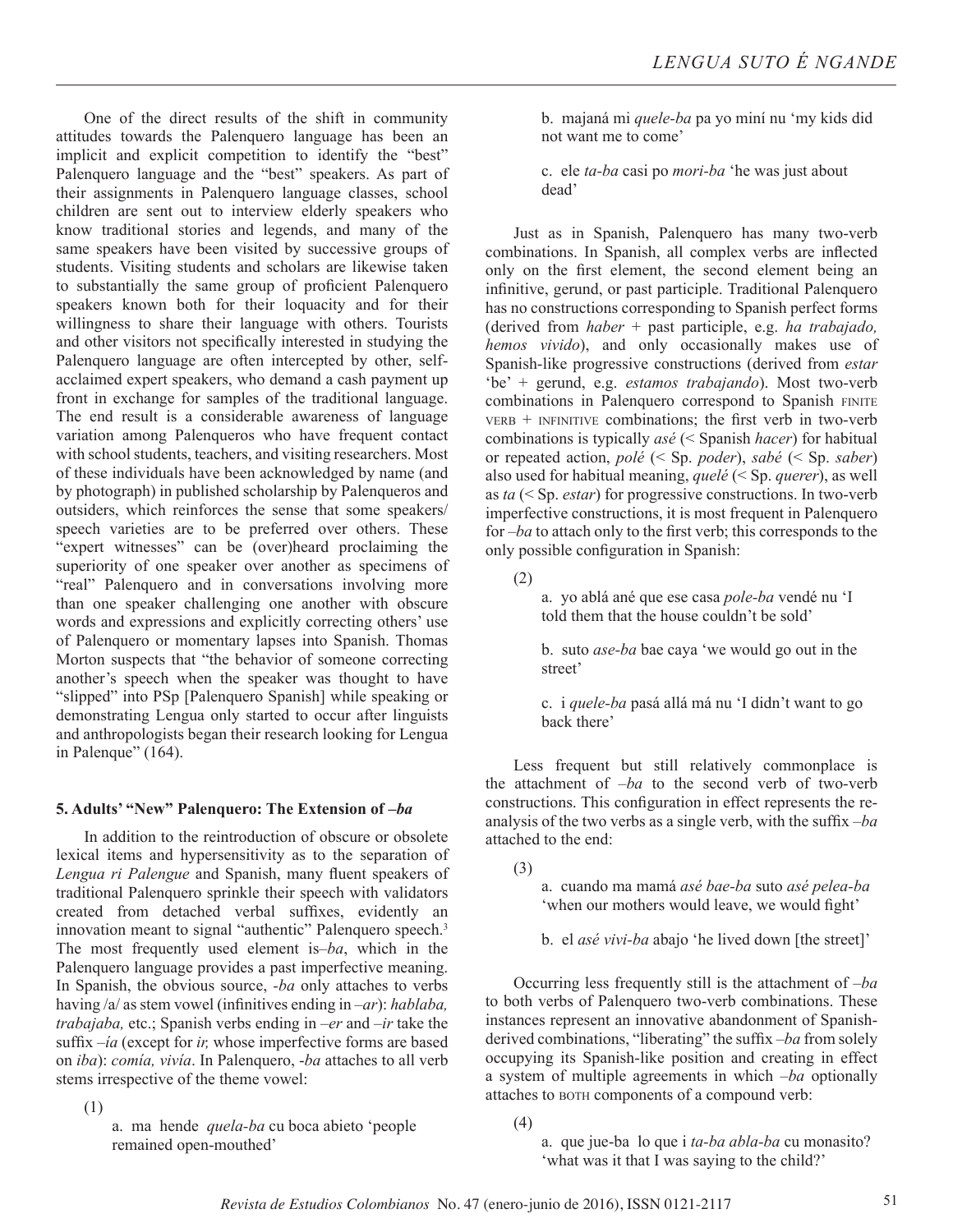One of the direct results of the shift in community attitudes towards the Palenquero language has been an implicit and explicit competition to identify the "best" Palenquero language and the "best" speakers. As part of their assignments in Palenquero language classes, school children are sent out to interview elderly speakers who know traditional stories and legends, and many of the same speakers have been visited by successive groups of students. Visiting students and scholars are likewise taken to substantially the same group of proficient Palenquero speakers known both for their loquacity and for their willingness to share their language with others. Tourists and other visitors not specifically interested in studying the Palenquero language are often intercepted by other, self-acclaimed expert speakers, who demand a cash payment up front in exchange for samples of the traditional language. The end result is a considerable awareness of language variation among Palenqueros who have frequent contact with school students, teachers, and visiting researchers. Most of these individuals have been acknowledged by name (and by photograph) in published scholarship by Palenqueros and outsiders, which reinforces the sense that some speakers/speech varieties are to be preferred over others. These "expert witnesses" can be (over)heard proclaiming the superiority of one speaker over another as specimens of "real" Palenquero and in conversations involving more than one speaker challenging one another with obscure words and expressions and explicitly correcting others' use of Palenquero or momentary lapses into Spanish. Thomas Morton suspects that "the behavior of someone correcting another's speech when the speaker was thought to have "slipped" into PSp [Palenquero Spanish] while speaking or demonstrating Lengua only started to occur after linguists and anthropologists began their research looking for Lengua in Palenque" (164).

### 5. Adults' "New" Palenquero: The Extension of *–ba*

In addition to the reintroduction of obscure or obsolete lexical items and hypersensitivity as to the separation of *Lengua ri Palengue* and Spanish, many fluent speakers of traditional Palenquero sprinkle their speech with validators created from detached verbal suffixes, evidently an innovation meant to signal "authentic" Palenquero speech.[3] The most frequently used element is–*ba*, which in the Palenquero language provides a past imperfective meaning. In Spanish, the obvious source, -*ba* only attaches to verbs having /a/ as stem vowel (infinitives ending in *–ar*): *hablaba, trabajaba,* etc.; Spanish verbs ending in *–er* and *–ir* take the suffix *–ía* (except for *ir,* whose imperfective forms are based on *iba*): *comía, vivía*. In Palenquero, -*ba* attaches to all verb stems irrespective of the theme vowel:

(1)

a. ma hende *quela-ba* cu boca abieto 'people remained open-mouthed'

b. majaná mi *quele-ba* pa yo miní nu 'my kids did not want me to come'

c. ele *ta-ba* casi po *mori-ba* 'he was just about dead'

Just as in Spanish, Palenquero has many two-verb combinations. In Spanish, all complex verbs are inflected only on the first element, the second element being an infinitive, gerund, or past participle. Traditional Palenquero has no constructions corresponding to Spanish perfect forms (derived from *haber* + past participle, e.g. *ha trabajado, hemos vivido*), and only occasionally makes use of Spanish-like progressive constructions (derived from *estar* 'be' + gerund, e.g. *estamos trabajando*). Most two-verb combinations in Palenquero correspond to Spanish FINITE VERB + INFINITIVE combinations; the first verb in two-verb combinations is typically *asé* (< Spanish *hacer*) for habitual or repeated action, *polé* (< Sp. *poder*), *sabé* (< Sp. *saber*) also used for habitual meaning, *quelé* (< Sp. *querer*), as well as *ta* (< Sp. *estar*) for progressive constructions. In two-verb imperfective constructions, it is most frequent in Palenquero for *–ba* to attach only to the first verb; this corresponds to the only possible configuration in Spanish:

(2)

a. yo ablá ané que ese casa *pole-ba* vendé nu 'I told them that the house couldn't be sold'

b. suto *ase-ba* bae caya 'we would go out in the street'

c. i *quele-ba* pasá allá má nu 'I didn't want to go back there'

Less frequent but still relatively commonplace is the attachment of *–ba* to the second verb of two-verb constructions. This configuration in effect represents the re-analysis of the two verbs as a single verb, with the suffix *–ba* attached to the end:

(3)

a. cuando ma mamá *asé bae-ba* suto *asé pelea-ba* 'when our mothers would leave, we would fight'

b. el *asé vivi-ba* abajo 'he lived down [the street]'

Occurring less frequently still is the attachment of *–ba* to both verbs of Palenquero two-verb combinations. These instances represent an innovative abandonment of Spanish-derived combinations, "liberating" the suffix *–ba* from solely occupying its Spanish-like position and creating in effect a system of multiple agreements in which *–ba* optionally attaches to BOTH components of a compound verb:

(4)

a. que jue-ba lo que i *ta-ba abla-ba* cu monasito? 'what was it that I was saying to the child?'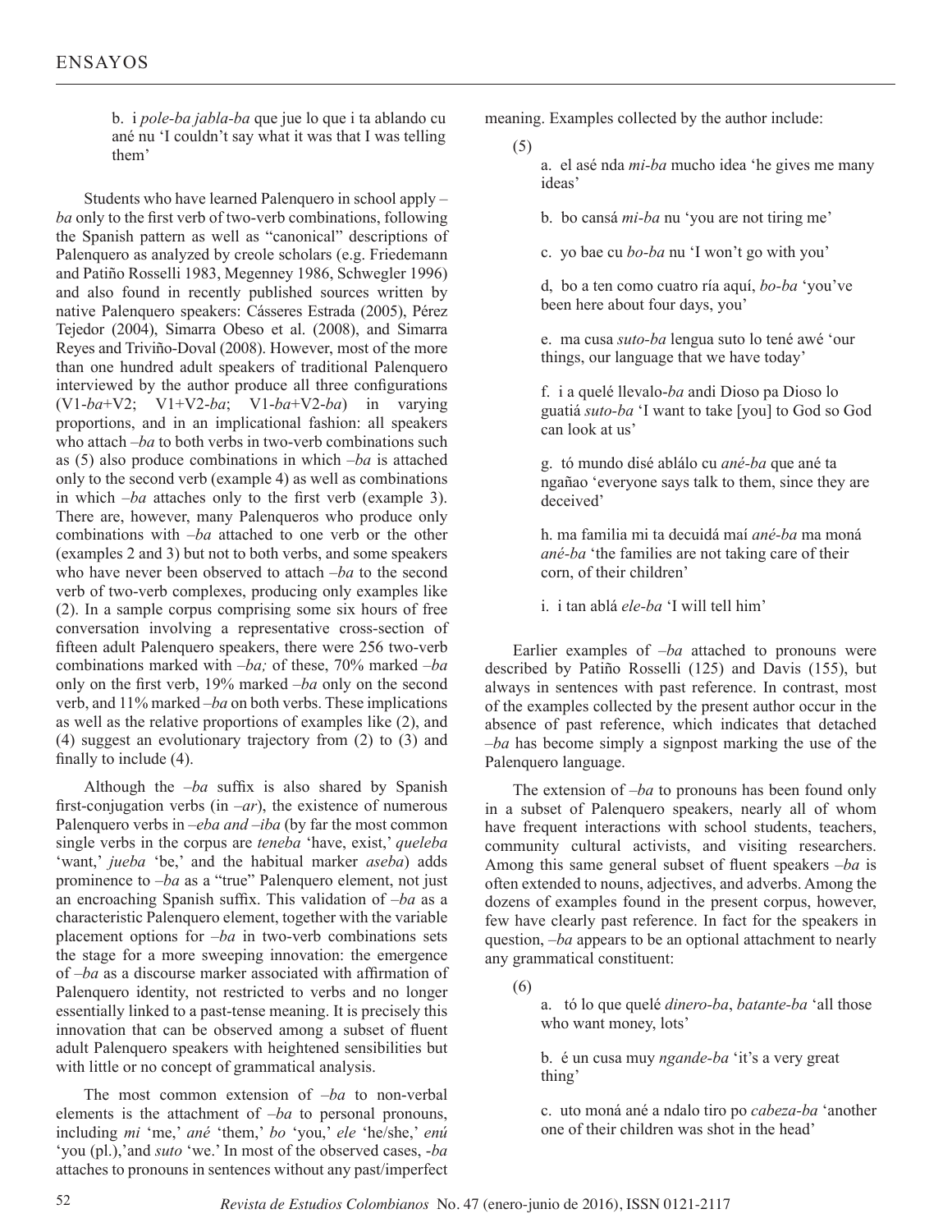b. i *pole-ba jabla-ba* que jue lo que i ta ablando cu ané nu 'I couldn't say what it was that I was telling them'

Students who have learned Palenquero in school apply –*ba* only to the first verb of two-verb combinations, following the Spanish pattern as well as "canonical" descriptions of Palenquero as analyzed by creole scholars (e.g. Friedemann and Patiño Rosselli 1983, Megenney 1986, Schwegler 1996) and also found in recently published sources written by native Palenquero speakers: Cásseres Estrada (2005), Pérez Tejedor (2004), Simarra Obeso et al. (2008), and Simarra Reyes and Triviño-Doval (2008). However, most of the more than one hundred adult speakers of traditional Palenquero interviewed by the author produce all three configurations (V1-*ba*+V2; V1+V2-*ba*; V1-*ba*+V2-*ba*) in varying proportions, and in an implicational fashion: all speakers who attach –*ba* to both verbs in two-verb combinations such as (5) also produce combinations in which –*ba* is attached only to the second verb (example 4) as well as combinations in which –*ba* attaches only to the first verb (example 3). There are, however, many Palenqueros who produce only combinations with –*ba* attached to one verb or the other (examples 2 and 3) but not to both verbs, and some speakers who have never been observed to attach –*ba* to the second verb of two-verb complexes, producing only examples like (2). In a sample corpus comprising some six hours of free conversation involving a representative cross-section of fifteen adult Palenquero speakers, there were 256 two-verb combinations marked with –*ba;* of these, 70% marked –*ba* only on the first verb, 19% marked –*ba* only on the second verb, and 11% marked –*ba* on both verbs. These implications as well as the relative proportions of examples like (2), and (4) suggest an evolutionary trajectory from (2) to (3) and finally to include (4).

Although the –*ba* suffix is also shared by Spanish first-conjugation verbs (in –*ar*), the existence of numerous Palenquero verbs in –*eba and –iba* (by far the most common single verbs in the corpus are *teneba* 'have, exist,' *queleba* 'want,' *jueba* 'be,' and the habitual marker *aseba*) adds prominence to –*ba* as a "true" Palenquero element, not just an encroaching Spanish suffix. This validation of –*ba* as a characteristic Palenquero element, together with the variable placement options for –*ba* in two-verb combinations sets the stage for a more sweeping innovation: the emergence of –*ba* as a discourse marker associated with affirmation of Palenquero identity, not restricted to verbs and no longer essentially linked to a past-tense meaning. It is precisely this innovation that can be observed among a subset of fluent adult Palenquero speakers with heightened sensibilities but with little or no concept of grammatical analysis.

The most common extension of –*ba* to non-verbal elements is the attachment of –*ba* to personal pronouns, including *mi* 'me,' *ané* 'them,' *bo* 'you,' *ele* 'he/she,' *enú* 'you (pl.),'and *suto* 'we.' In most of the observed cases, *-ba* attaches to pronouns in sentences without any past/imperfect meaning. Examples collected by the author include:

(5)

a. el asé nda *mi-ba* mucho idea 'he gives me many ideas'

b. bo cansá *mi-ba* nu 'you are not tiring me'

c. yo bae cu *bo-ba* nu 'I won't go with you'

d, bo a ten como cuatro ría aquí, *bo-ba* 'you've been here about four days, you'

e. ma cusa *suto-ba* lengua suto lo tené awé 'our things, our language that we have today'

f. i a quelé llevalo-*ba* andi Dioso pa Dioso lo guatiá *suto-ba* 'I want to take [you] to God so God can look at us'

g. tó mundo disé ablálo cu *ané-ba* que ané ta ngañao 'everyone says talk to them, since they are deceived'

h. ma familia mi ta decuidá maí *ané-ba* ma moná *ané-ba* 'the families are not taking care of their corn, of their children'

i. i tan ablá *ele-ba* 'I will tell him'

Earlier examples of –*ba* attached to pronouns were described by Patiño Rosselli (125) and Davis (155), but always in sentences with past reference. In contrast, most of the examples collected by the present author occur in the absence of past reference, which indicates that detached –*ba* has become simply a signpost marking the use of the Palenquero language.

The extension of –*ba* to pronouns has been found only in a subset of Palenquero speakers, nearly all of whom have frequent interactions with school students, teachers, community cultural activists, and visiting researchers. Among this same general subset of fluent speakers –*ba* is often extended to nouns, adjectives, and adverbs. Among the dozens of examples found in the present corpus, however, few have clearly past reference. In fact for the speakers in question, –*ba* appears to be an optional attachment to nearly any grammatical constituent:

(6)

a. tó lo que quelé *dinero-ba*, *batante-ba* 'all those who want money, lots'

b. é un cusa muy *ngande-ba* 'it's a very great thing'

c. uto moná ané a ndalo tiro po *cabeza-ba* 'another one of their children was shot in the head'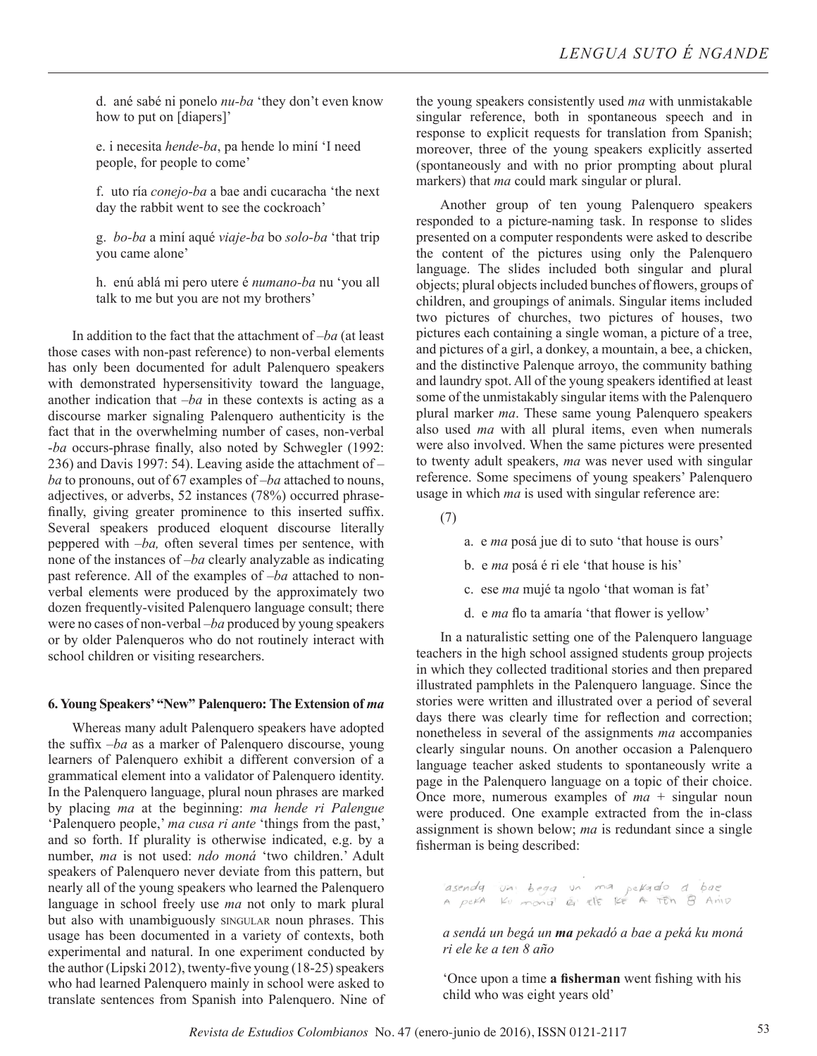d. ané sabé ni ponelo *nu-ba* 'they don't even know how to put on [diapers]'

e. i necesita *hende-ba*, pa hende lo miní 'I need people, for people to come'

f. uto ría *conejo-ba* a bae andi cucaracha 'the next day the rabbit went to see the cockroach'

g. *bo-ba* a miní aqué *viaje-ba* bo *solo-ba* 'that trip you came alone'

h. enú ablá mi pero utere é *numano-ba* nu 'you all talk to me but you are not my brothers'

In addition to the fact that the attachment of *–ba* (at least those cases with non-past reference) to non-verbal elements has only been documented for adult Palenquero speakers with demonstrated hypersensitivity toward the language, another indication that *–ba* in these contexts is acting as a discourse marker signaling Palenquero authenticity is the fact that in the overwhelming number of cases, non-verbal *-ba* occurs-phrase finally, also noted by Schwegler (1992: 236) and Davis 1997: 54). Leaving aside the attachment of *–ba* to pronouns, out of 67 examples of *–ba* attached to nouns, adjectives, or adverbs, 52 instances (78%) occurred phrase-finally, giving greater prominence to this inserted suffix. Several speakers produced eloquent discourse literally peppered with *–ba,* often several times per sentence, with none of the instances of *–ba* clearly analyzable as indicating past reference. All of the examples of *–ba* attached to non-verbal elements were produced by the approximately two dozen frequently-visited Palenquero language consult; there were no cases of non-verbal *–ba* produced by young speakers or by older Palenqueros who do not routinely interact with school children or visiting researchers.

## 6. Young Speakers' "New" Palenquero: The Extension of *ma*

Whereas many adult Palenquero speakers have adopted the suffix *–ba* as a marker of Palenquero discourse, young learners of Palenquero exhibit a different conversion of a grammatical element into a validator of Palenquero identity. In the Palenquero language, plural noun phrases are marked by placing *ma* at the beginning: *ma hende ri Palengue* 'Palenquero people,' *ma cusa ri ante* 'things from the past,' and so forth. If plurality is otherwise indicated, e.g. by a number, *ma* is not used: *ndo moná* 'two children.' Adult speakers of Palenquero never deviate from this pattern, but nearly all of the young speakers who learned the Palenquero language in school freely use *ma* not only to mark plural but also with unambiguously SINGULAR noun phrases. This usage has been documented in a variety of contexts, both experimental and natural. In one experiment conducted by the author (Lipski 2012), twenty-five young (18-25) speakers who had learned Palenquero mainly in school were asked to translate sentences from Spanish into Palenquero. Nine of the young speakers consistently used *ma* with unmistakable singular reference, both in spontaneous speech and in response to explicit requests for translation from Spanish; moreover, three of the young speakers explicitly asserted (spontaneously and with no prior prompting about plural markers) that *ma* could mark singular or plural.

Another group of ten young Palenquero speakers responded to a picture-naming task. In response to slides presented on a computer respondents were asked to describe the content of the pictures using only the Palenquero language. The slides included both singular and plural objects; plural objects included bunches of flowers, groups of children, and groupings of animals. Singular items included two pictures of churches, two pictures of houses, two pictures each containing a single woman, a picture of a tree, and pictures of a girl, a donkey, a mountain, a bee, a chicken, and the distinctive Palenque arroyo, the community bathing and laundry spot. All of the young speakers identified at least some of the unmistakably singular items with the Palenquero plural marker *ma*. These same young Palenquero speakers also used *ma* with all plural items, even when numerals were also involved. When the same pictures were presented to twenty adult speakers, *ma* was never used with singular reference. Some specimens of young speakers' Palenquero usage in which *ma* is used with singular reference are:

(7)

a. e *ma* posá jue di to suto 'that house is ours'

b. e *ma* posá é ri ele 'that house is his'

c. ese *ma* mujé ta ngolo 'that woman is fat'

d. e *ma* flo ta amaría 'that flower is yellow'

In a naturalistic setting one of the Palenquero language teachers in the high school assigned students group projects in which they collected traditional stories and then prepared illustrated pamphlets in the Palenquero language. Since the stories were written and illustrated over a period of several days there was clearly time for reflection and correction; nonetheless in several of the assignments *ma* accompanies clearly singular nouns. On another occasion a Palenquero language teacher asked students to spontaneously write a page in the Palenquero language on a topic of their choice. Once more, numerous examples of *ma* + singular noun were produced. One example extracted from the in-class assignment is shown below; *ma* is redundant since a single fisherman is being described:

asenda un bega un ma pekado a bae
A peKA Ku moná Ri ele Ke A TEn 8 Amio

*a sendá un begá un* ***ma*** *pekadó a bae a peká ku moná ri ele ke a ten 8 año*

'Once upon a time **a fisherman** went fishing with his child who was eight years old'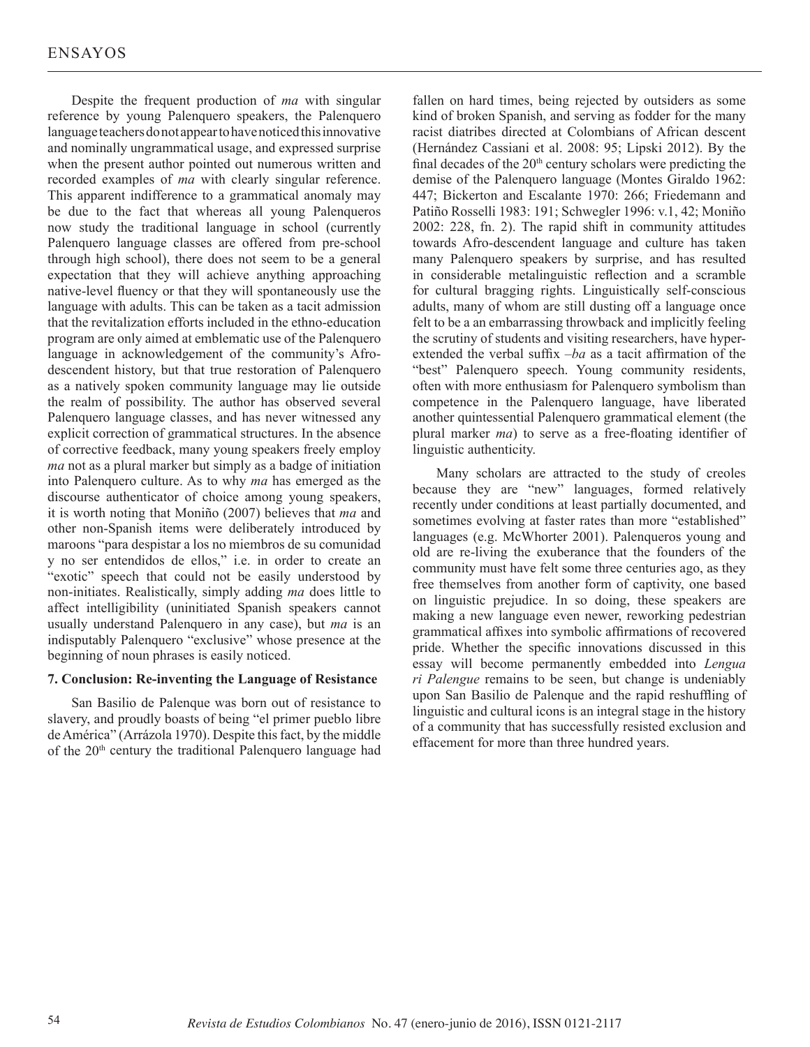Despite the frequent production of *ma* with singular reference by young Palenquero speakers, the Palenquero language teachers do not appear to have noticed this innovative and nominally ungrammatical usage, and expressed surprise when the present author pointed out numerous written and recorded examples of *ma* with clearly singular reference. This apparent indifference to a grammatical anomaly may be due to the fact that whereas all young Palenqueros now study the traditional language in school (currently Palenquero language classes are offered from pre-school through high school), there does not seem to be a general expectation that they will achieve anything approaching native-level fluency or that they will spontaneously use the language with adults. This can be taken as a tacit admission that the revitalization efforts included in the ethno-education program are only aimed at emblematic use of the Palenquero language in acknowledgement of the community's Afro-descendent history, but that true restoration of Palenquero as a natively spoken community language may lie outside the realm of possibility. The author has observed several Palenquero language classes, and has never witnessed any explicit correction of grammatical structures. In the absence of corrective feedback, many young speakers freely employ *ma* not as a plural marker but simply as a badge of initiation into Palenquero culture. As to why *ma* has emerged as the discourse authenticator of choice among young speakers, it is worth noting that Moniño (2007) believes that *ma* and other non-Spanish items were deliberately introduced by maroons "para despistar a los no miembros de su comunidad y no ser entendidos de ellos," i.e. in order to create an "exotic" speech that could not be easily understood by non-initiates. Realistically, simply adding *ma* does little to affect intelligibility (uninitiated Spanish speakers cannot usually understand Palenquero in any case), but *ma* is an indisputably Palenquero "exclusive" whose presence at the beginning of noun phrases is easily noticed.

## 7. Conclusion: Re-inventing the Language of Resistance

San Basilio de Palenque was born out of resistance to slavery, and proudly boasts of being "el primer pueblo libre de América" (Arrázola 1970). Despite this fact, by the middle of the 20th century the traditional Palenquero language had fallen on hard times, being rejected by outsiders as some kind of broken Spanish, and serving as fodder for the many racist diatribes directed at Colombians of African descent (Hernández Cassiani et al. 2008: 95; Lipski 2012). By the final decades of the 20th century scholars were predicting the demise of the Palenquero language (Montes Giraldo 1962: 447; Bickerton and Escalante 1970: 266; Friedemann and Patiño Rosselli 1983: 191; Schwegler 1996: v.1, 42; Moniño 2002: 228, fn. 2). The rapid shift in community attitudes towards Afro-descendent language and culture has taken many Palenquero speakers by surprise, and has resulted in considerable metalinguistic reflection and a scramble for cultural bragging rights. Linguistically self-conscious adults, many of whom are still dusting off a language once felt to be a an embarrassing throwback and implicitly feeling the scrutiny of students and visiting researchers, have hyper-extended the verbal suffix *–ba* as a tacit affirmation of the "best" Palenquero speech. Young community residents, often with more enthusiasm for Palenquero symbolism than competence in the Palenquero language, have liberated another quintessential Palenquero grammatical element (the plural marker *ma*) to serve as a free-floating identifier of linguistic authenticity.

Many scholars are attracted to the study of creoles because they are "new" languages, formed relatively recently under conditions at least partially documented, and sometimes evolving at faster rates than more "established" languages (e.g. McWhorter 2001). Palenqueros young and old are re-living the exuberance that the founders of the community must have felt some three centuries ago, as they free themselves from another form of captivity, one based on linguistic prejudice. In so doing, these speakers are making a new language even newer, reworking pedestrian grammatical affixes into symbolic affirmations of recovered pride. Whether the specific innovations discussed in this essay will become permanently embedded into *Lengua ri Palengue* remains to be seen, but change is undeniably upon San Basilio de Palenque and the rapid reshuffling of linguistic and cultural icons is an integral stage in the history of a community that has successfully resisted exclusion and effacement for more than three hundred years.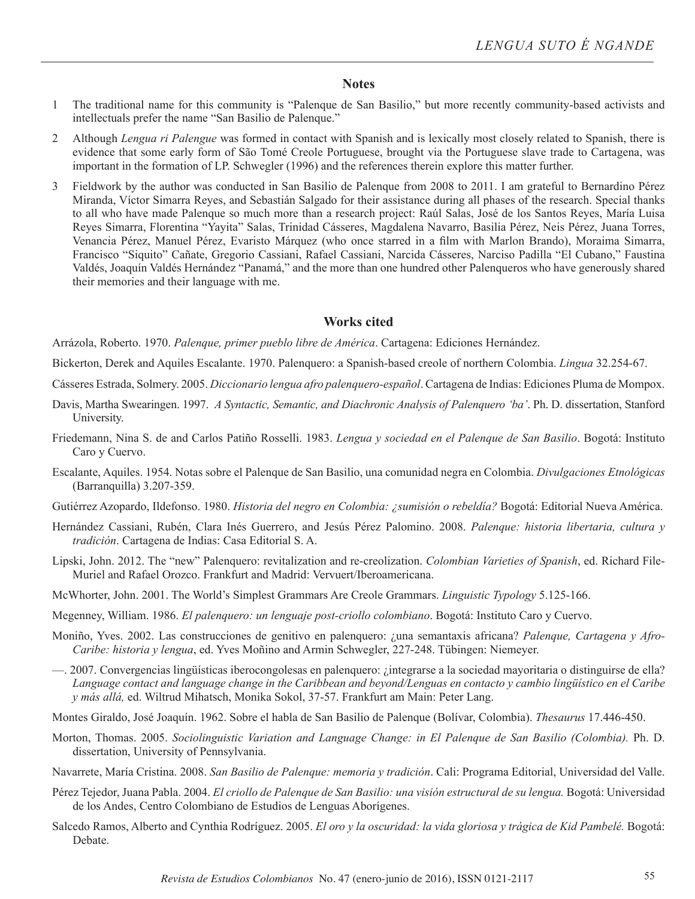## Notes

1 The traditional name for this community is "Palenque de San Basilio," but more recently community-based activists and intellectuals prefer the name "San Basilio de Palenque."

2 Although *Lengua ri Palengue* was formed in contact with Spanish and is lexically most closely related to Spanish, there is evidence that some early form of São Tomé Creole Portuguese, brought via the Portuguese slave trade to Cartagena, was important in the formation of LP. Schwegler (1996) and the references therein explore this matter further.

3 Fieldwork by the author was conducted in San Basilio de Palenque from 2008 to 2011. I am grateful to Bernardino Pérez Miranda, Víctor Simarra Reyes, and Sebastián Salgado for their assistance during all phases of the research. Special thanks to all who have made Palenque so much more than a research project: Raúl Salas, José de los Santos Reyes, María Luisa Reyes Simarra, Florentina "Yayita" Salas, Trinidad Cásseres, Magdalena Navarro, Basilia Pérez, Neis Pérez, Juana Torres, Venancia Pérez, Manuel Pérez, Evaristo Márquez (who once starred in a film with Marlon Brando), Moraima Simarra, Francisco "Siquito" Cañate, Gregorio Cassiani, Rafael Cassiani, Narcida Cásseres, Narciso Padilla "El Cubano," Faustina Valdés, Joaquín Valdés Hernández "Panamá," and the more than one hundred other Palenqueros who have generously shared their memories and their language with me.

## Works cited

Arrázola, Roberto. 1970. *Palenque, primer pueblo libre de América*. Cartagena: Ediciones Hernández.

Bickerton, Derek and Aquiles Escalante. 1970. Palenquero: a Spanish-based creole of northern Colombia. *Lingua* 32.254-67.

Cásseres Estrada, Solmery. 2005. *Diccionario lengua afro palenquero-español*. Cartagena de Indias: Ediciones Pluma de Mompox.

Davis, Martha Swearingen. 1997. *A Syntactic, Semantic, and Diachronic Analysis of Palenquero 'ba'*. Ph. D. dissertation, Stanford University.

Friedemann, Nina S. de and Carlos Patiño Rosselli. 1983. *Lengua y sociedad en el Palenque de San Basilio*. Bogotá: Instituto Caro y Cuervo.

Escalante, Aquiles. 1954. Notas sobre el Palenque de San Basilio, una comunidad negra en Colombia. *Divulgaciones Etnológicas* (Barranquilla) 3.207-359.

Gutiérrez Azopardo, Ildefonso. 1980. *Historia del negro en Colombia: ¿sumisión o rebeldía?* Bogotá: Editorial Nueva América.

Hernández Cassiani, Rubén, Clara Inés Guerrero, and Jesús Pérez Palomino. 2008. *Palenque: historia libertaria, cultura y tradición*. Cartagena de Indias: Casa Editorial S. A.

Lipski, John. 2012. The "new" Palenquero: revitalization and re-creolization. *Colombian Varieties of Spanish*, ed. Richard File-Muriel and Rafael Orozco. Frankfurt and Madrid: Vervuert/Iberoamericana.

McWhorter, John. 2001. The World's Simplest Grammars Are Creole Grammars. *Linguistic Typology* 5.125-166.

Megenney, William. 1986. *El palenquero: un lenguaje post-criollo colombiano*. Bogotá: Instituto Caro y Cuervo.

Moniño, Yves. 2002. Las construcciones de genitivo en palenquero: ¿una semantaxis africana? *Palenque, Cartagena y Afro-Caribe: historia y lengua*, ed. Yves Moñino and Armin Schwegler, 227-248. Tübingen: Niemeyer.

—. 2007. Convergencias lingüísticas iberocongolesas en palenquero: ¿integrarse a la sociedad mayoritaria o distinguirse de ella? *Language contact and language change in the Caribbean and beyond/Lenguas en contacto y cambio lingüístico en el Caribe y más allá,* ed. Wiltrud Mihatsch, Monika Sokol, 37-57. Frankfurt am Main: Peter Lang.

Montes Giraldo, José Joaquín. 1962. Sobre el habla de San Basilio de Palenque (Bolívar, Colombia). *Thesaurus* 17.446-450.

Morton, Thomas. 2005. *Sociolinguistic Variation and Language Change: in El Palenque de San Basilio (Colombia).* Ph. D. dissertation, University of Pennsylvania.

Navarrete, María Cristina. 2008. *San Basilio de Palenque: memoria y tradición*. Cali: Programa Editorial, Universidad del Valle.

Pérez Tejedor, Juana Pabla. 2004. *El criollo de Palenque de San Basilio: una visión estructural de su lengua.* Bogotá: Universidad de los Andes, Centro Colombiano de Estudios de Lenguas Aborígenes.

Salcedo Ramos, Alberto and Cynthia Rodríguez. 2005. *El oro y la oscuridad: la vida gloriosa y trágica de Kid Pambelé.* Bogotá: Debate.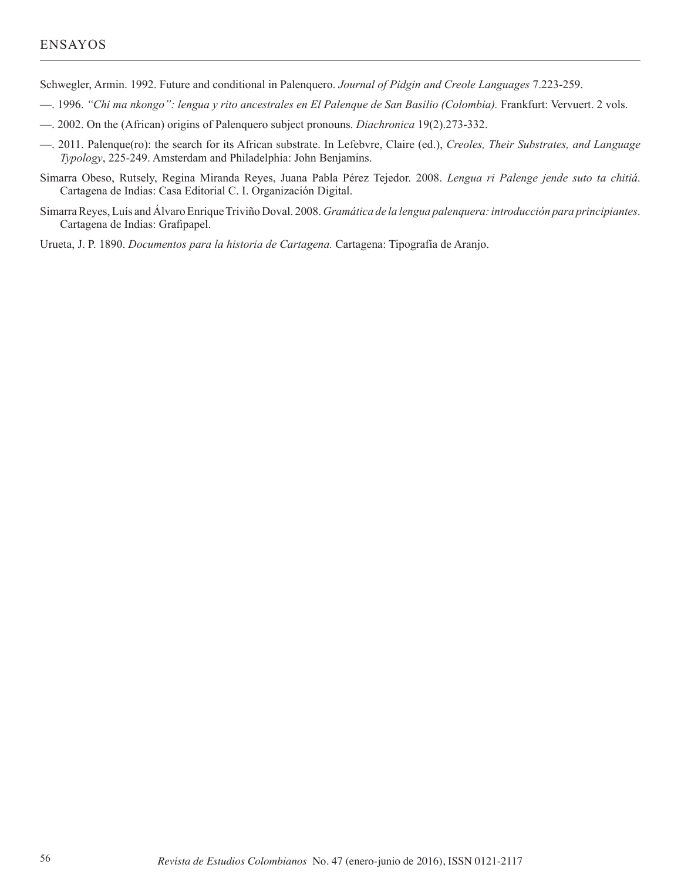Schwegler, Armin. 1992. Future and conditional in Palenquero. *Journal of Pidgin and Creole Languages* 7.223-259.

—. 1996. *"Chi ma nkongo": lengua y rito ancestrales en El Palenque de San Basilio (Colombia).* Frankfurt: Vervuert. 2 vols.

—. 2002. On the (African) origins of Palenquero subject pronouns. *Diachronica* 19(2).273-332.

—. 2011. Palenque(ro): the search for its African substrate. In Lefebvre, Claire (ed.), *Creoles, Their Substrates, and Language Typology*, 225-249. Amsterdam and Philadelphia: John Benjamins.

Simarra Obeso, Rutsely, Regina Miranda Reyes, Juana Pabla Pérez Tejedor. 2008. *Lengua ri Palenge jende suto ta chitiá*. Cartagena de Indias: Casa Editorial C. I. Organización Digital.

Simarra Reyes, Luís and Álvaro Enrique Triviño Doval. 2008. *Gramática de la lengua palenquera: introducción para principiantes*. Cartagena de Indias: Grafipapel.

Urueta, J. P. 1890. *Documentos para la historia de Cartagena.* Cartagena: Tipografía de Aranjo.